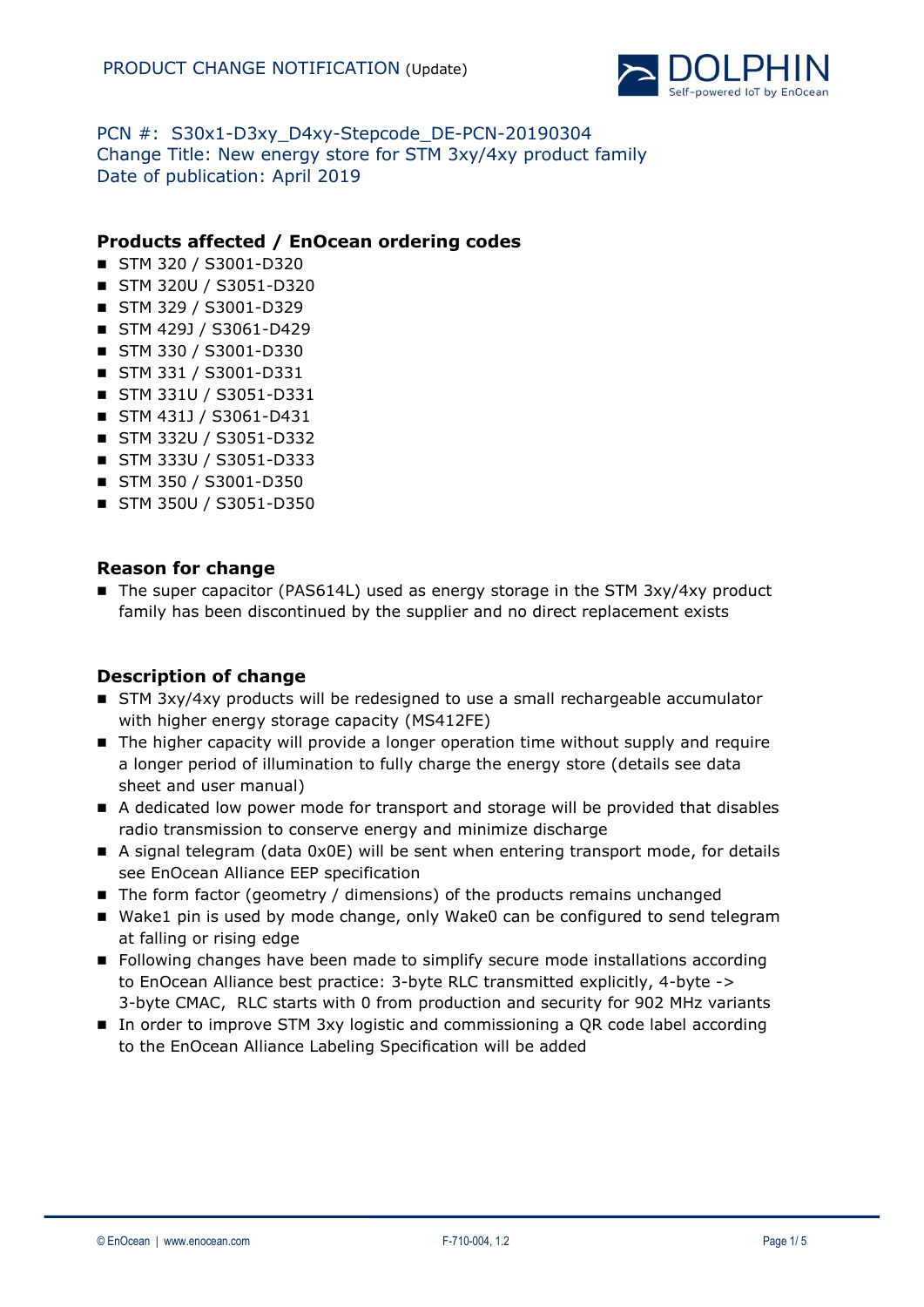PRODUCT CHANGE NOTIFICATION (Update)

PCN #: S30x1-D3xy_D4xy-Stepcode_DE-PCN-20190304
Change Title: New energy store for STM 3xy/4xy product family
Date of publication: April 2019

## Products affected / EnOcean ordering codes

- STM 320 / S3001-D320
- STM 320U / S3051-D320
- STM 329 / S3001-D329
- STM 429J / S3061-D429
- STM 330 / S3001-D330
- STM 331 / S3001-D331
- STM 331U / S3051-D331
- STM 431J / S3061-D431
- STM 332U / S3051-D332
- STM 333U / S3051-D333
- STM 350 / S3001-D350
- STM 350U / S3051-D350

## Reason for change

- The super capacitor (PAS614L) used as energy storage in the STM 3xy/4xy product family has been discontinued by the supplier and no direct replacement exists

## Description of change

- STM 3xy/4xy products will be redesigned to use a small rechargeable accumulator with higher energy storage capacity (MS412FE)
- The higher capacity will provide a longer operation time without supply and require a longer period of illumination to fully charge the energy store (details see data sheet and user manual)
- A dedicated low power mode for transport and storage will be provided that disables radio transmission to conserve energy and minimize discharge
- A signal telegram (data 0x0E) will be sent when entering transport mode, for details see EnOcean Alliance EEP specification
- The form factor (geometry / dimensions) of the products remains unchanged
- Wake1 pin is used by mode change, only Wake0 can be configured to send telegram at falling or rising edge
- Following changes have been made to simplify secure mode installations according to EnOcean Alliance best practice: 3-byte RLC transmitted explicitly, 4-byte -> 3-byte CMAC, RLC starts with 0 from production and security for 902 MHz variants
- In order to improve STM 3xy logistic and commissioning a QR code label according to the EnOcean Alliance Labeling Specification will be added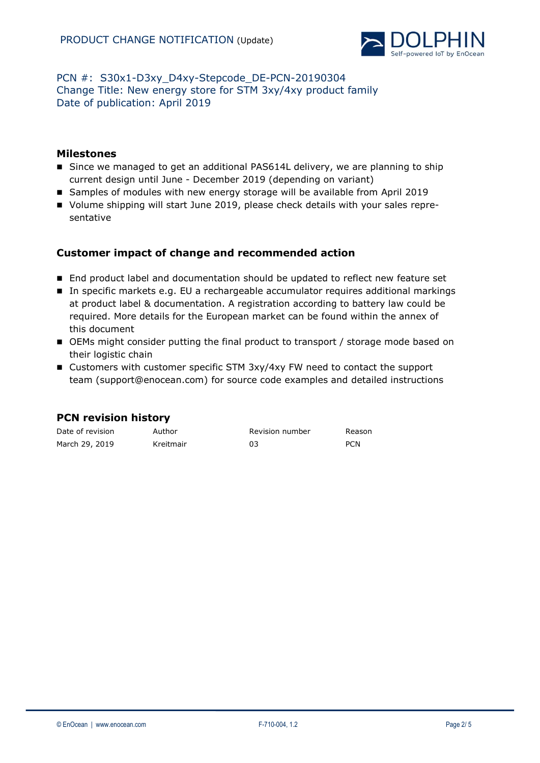PCN #: S30x1-D3xy_D4xy-Stepcode_DE-PCN-20190304
Change Title: New energy store for STM 3xy/4xy product family
Date of publication: April 2019

## Milestones

- Since we managed to get an additional PAS614L delivery, we are planning to ship current design until June - December 2019 (depending on variant)
- Samples of modules with new energy storage will be available from April 2019
- Volume shipping will start June 2019, please check details with your sales representative

## Customer impact of change and recommended action

- End product label and documentation should be updated to reflect new feature set
- In specific markets e.g. EU a rechargeable accumulator requires additional markings at product label & documentation. A registration according to battery law could be required. More details for the European market can be found within the annex of this document
- OEMs might consider putting the final product to transport / storage mode based on their logistic chain
- Customers with customer specific STM 3xy/4xy FW need to contact the support team (support@enocean.com) for source code examples and detailed instructions

## PCN revision history

| Date of revision | Author | Revision number | Reason |
| --- | --- | --- | --- |
| March 29, 2019 | Kreitmair | 03 | PCN |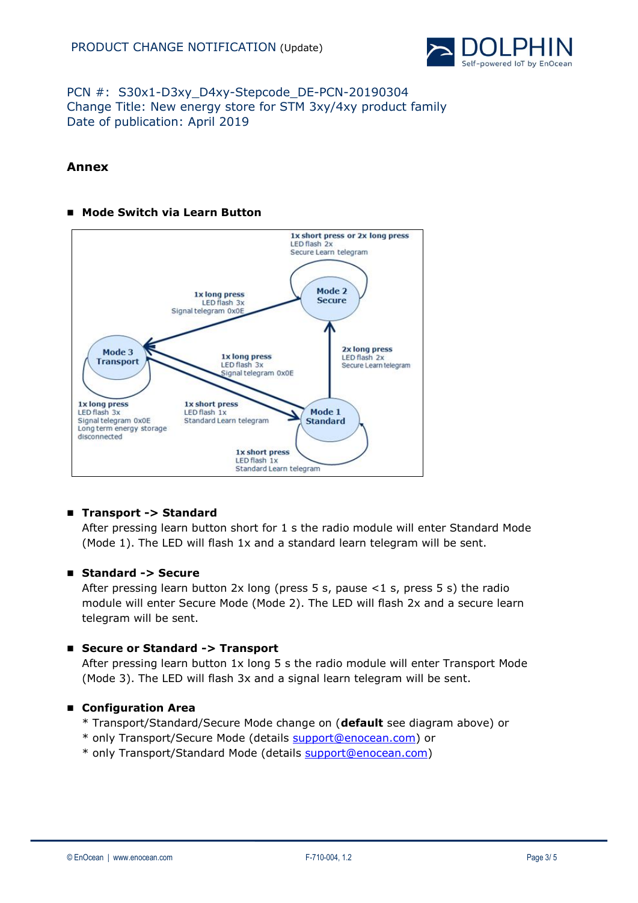PCN #: S30x1-D3xy_D4xy-Stepcode_DE-PCN-20190304
Change Title: New energy store for STM 3xy/4xy product family
Date of publication: April 2019

## Annex

- **Mode Switch via Learn Button**

1x short press or 2x long press
LED flash 2x
Secure Learn telegram

Mode 2
Secure

1x long press
LED flash 3x
Signal telegram 0x0E

Mode 3
Transport

1x long press
LED flash 3x
Signal telegram 0x0E

2x long press
LED flash 2x
Secure Learn telegram

1x long press
LED flash 3x
Signal telegram 0x0E
Long term energy storage disconnected

1x short press
LED flash 1x
Standard Learn telegram

Mode 1
Standard

1x short press
LED flash 1x
Standard Learn telegram

- **Transport -> Standard**
  After pressing learn button short for 1 s the radio module will enter Standard Mode (Mode 1). The LED will flash 1x and a standard learn telegram will be sent.

- **Standard -> Secure**
  After pressing learn button 2x long (press 5 s, pause <1 s, press 5 s) the radio module will enter Secure Mode (Mode 2). The LED will flash 2x and a secure learn telegram will be sent.

- **Secure or Standard -> Transport**
  After pressing learn button 1x long 5 s the radio module will enter Transport Mode (Mode 3). The LED will flash 3x and a signal learn telegram will be sent.

- **Configuration Area**
  * Transport/Standard/Secure Mode change on (**default** see diagram above) or
  * only Transport/Secure Mode (details support@enocean.com) or
  * only Transport/Standard Mode (details support@enocean.com)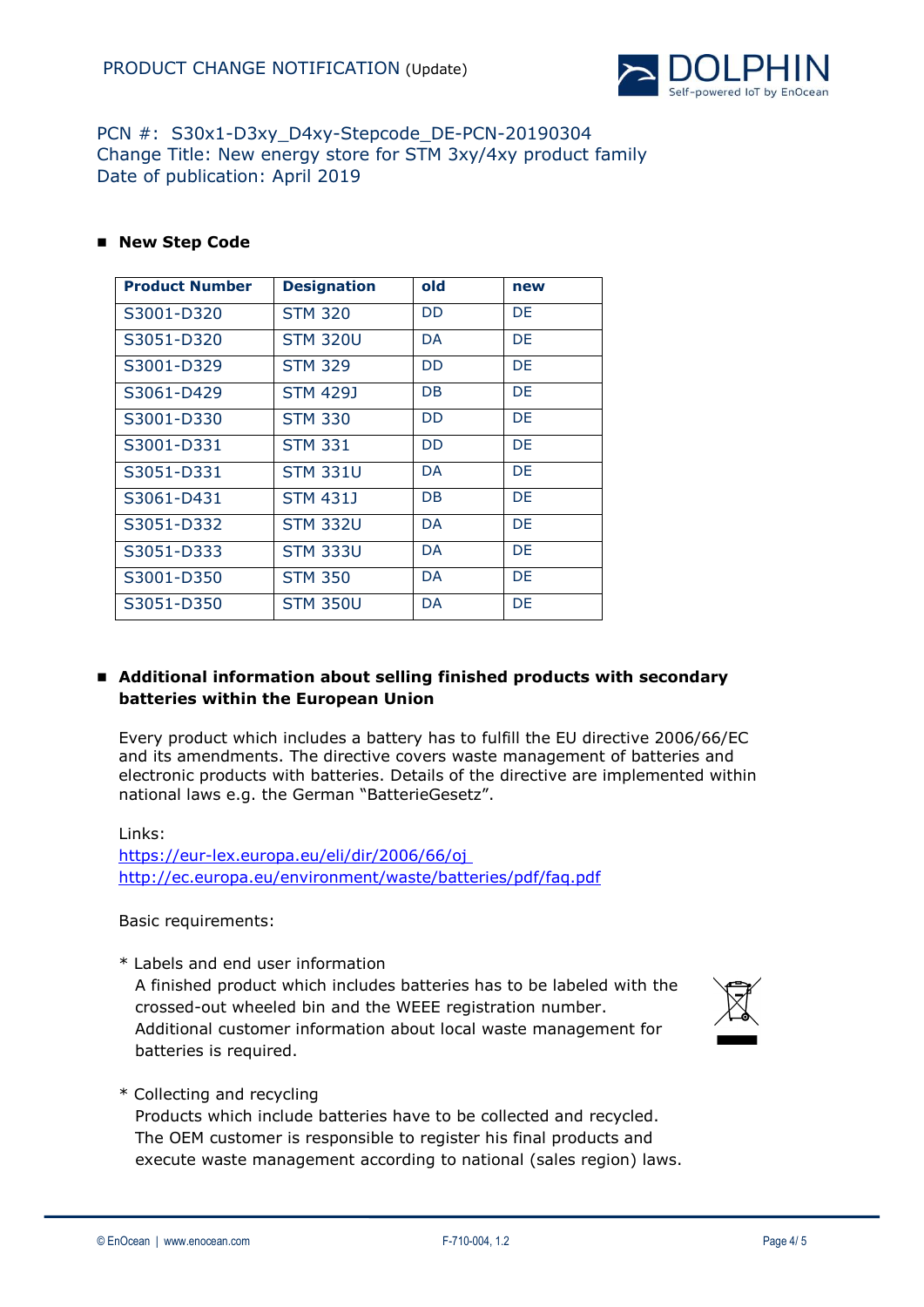PCN #: S30x1-D3xy_D4xy-Stepcode_DE-PCN-20190304
Change Title: New energy store for STM 3xy/4xy product family
Date of publication: April 2019

- **New Step Code**

| Product Number | Designation | old | new |
|---|---|---|---|
| S3001-D320 | STM 320 | DD | DE |
| S3051-D320 | STM 320U | DA | DE |
| S3001-D329 | STM 329 | DD | DE |
| S3061-D429 | STM 429J | DB | DE |
| S3001-D330 | STM 330 | DD | DE |
| S3001-D331 | STM 331 | DD | DE |
| S3051-D331 | STM 331U | DA | DE |
| S3061-D431 | STM 431J | DB | DE |
| S3051-D332 | STM 332U | DA | DE |
| S3051-D333 | STM 333U | DA | DE |
| S3001-D350 | STM 350 | DA | DE |
| S3051-D350 | STM 350U | DA | DE |

- **Additional information about selling finished products with secondary batteries within the European Union**

Every product which includes a battery has to fulfill the EU directive 2006/66/EC and its amendments. The directive covers waste management of batteries and electronic products with batteries. Details of the directive are implemented within national laws e.g. the German "BatterieGesetz".

Links:
https://eur-lex.europa.eu/eli/dir/2006/66/oj
http://ec.europa.eu/environment/waste/batteries/pdf/faq.pdf

Basic requirements:

* Labels and end user information
  A finished product which includes batteries has to be labeled with the crossed-out wheeled bin and the WEEE registration number. Additional customer information about local waste management for batteries is required.

* Collecting and recycling
  Products which include batteries have to be collected and recycled. The OEM customer is responsible to register his final products and execute waste management according to national (sales region) laws.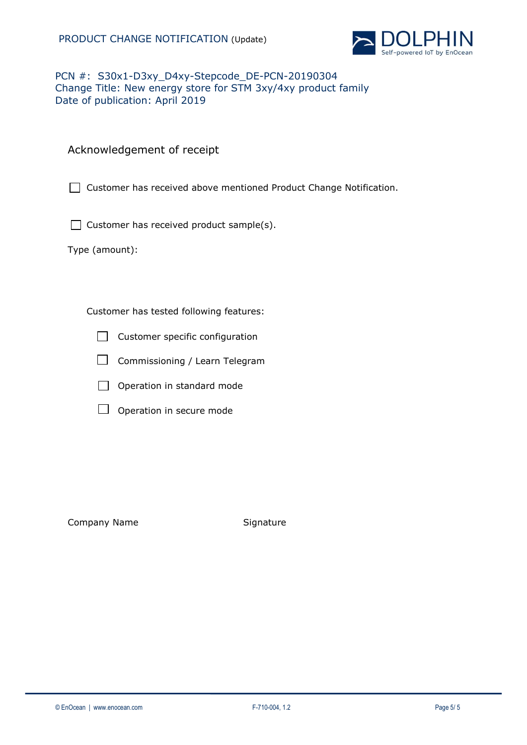PCN #: S30x1-D3xy_D4xy-Stepcode_DE-PCN-20190304
Change Title: New energy store for STM 3xy/4xy product family
Date of publication: April 2019

## Acknowledgement of receipt

- [ ] Customer has received above mentioned Product Change Notification.

- [ ] Customer has received product sample(s).

Type (amount):

Customer has tested following features:

- [ ] Customer specific configuration
- [ ] Commissioning / Learn Telegram
- [ ] Operation in standard mode
- [ ] Operation in secure mode

Company Name

Signature